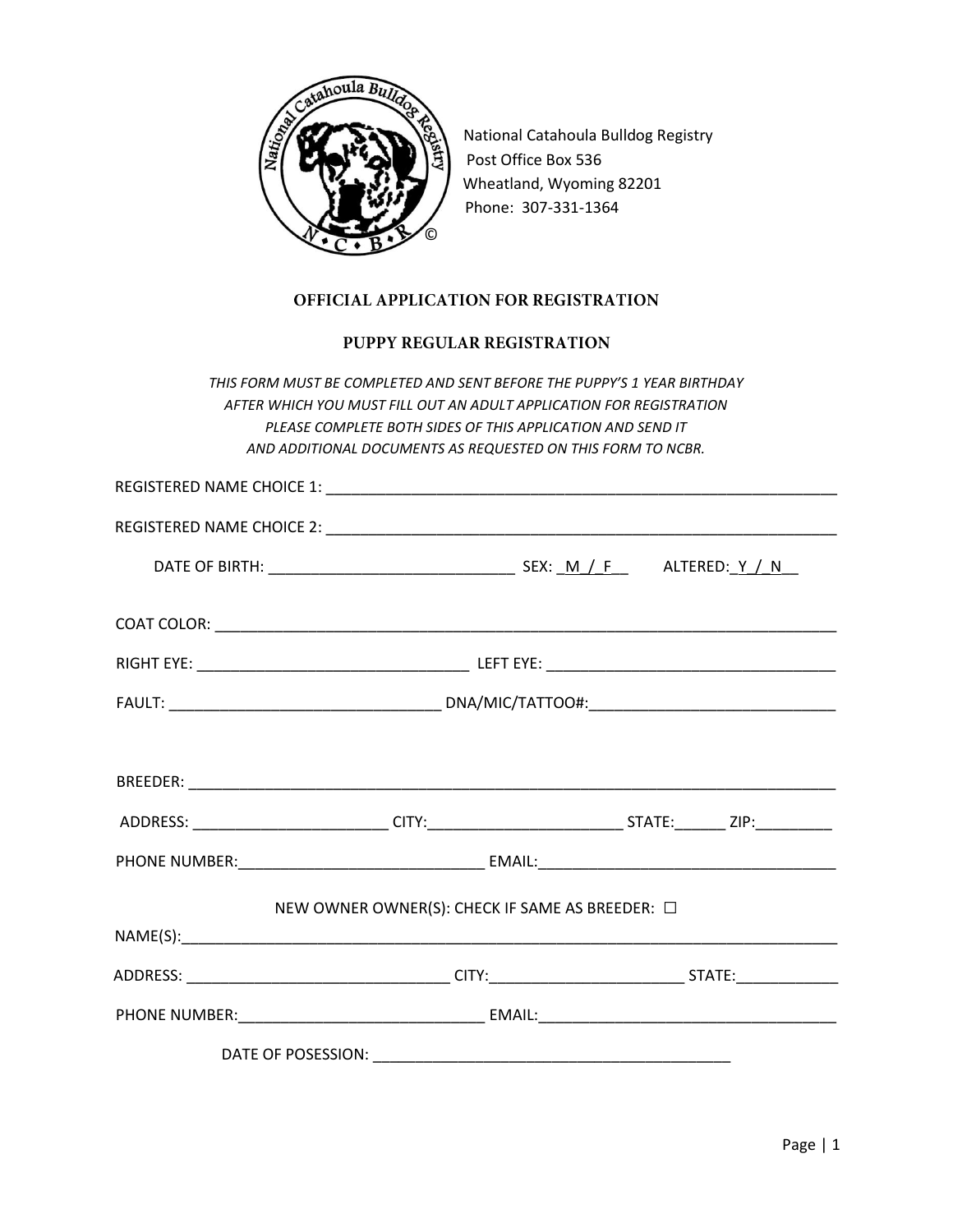National Catahoula Bulldog Registry
Post Office Box 536
Wheatland, Wyoming 82201
Phone: 307-331-1364

## OFFICIAL APPLICATION FOR REGISTRATION

## PUPPY REGULAR REGISTRATION

*THIS FORM MUST BE COMPLETED AND SENT BEFORE THE PUPPY'S 1 YEAR BIRTHDAY*
*AFTER WHICH YOU MUST FILL OUT AN ADULT APPLICATION FOR REGISTRATION*
*PLEASE COMPLETE BOTH SIDES OF THIS APPLICATION AND SEND IT*
*AND ADDITIONAL DOCUMENTS AS REQUESTED ON THIS FORM TO NCBR.*

REGISTERED NAME CHOICE 1: ____________________________________________

REGISTERED NAME CHOICE 2: ____________________________________________

DATE OF BIRTH: ____________________________ SEX: _M_/_F__ ALTERED:_Y_/_N__

COAT COLOR: ____________________________________________

RIGHT EYE: ____________________________ LEFT EYE: ____________________________

FAULT: ____________________________ DNA/MIC/TATTOO#:____________________________

BREEDER: ____________________________________________

ADDRESS: ______________________ CITY:______________________ STATE:______ ZIP:_________

PHONE NUMBER:____________________________ EMAIL:____________________________

NEW OWNER OWNER(S): CHECK IF SAME AS BREEDER: ☐

NAME(S):____________________________________________

ADDRESS: ____________________________ CITY:______________________ STATE:____________

PHONE NUMBER:____________________________ EMAIL:____________________________

DATE OF POSESSION: ____________________________________________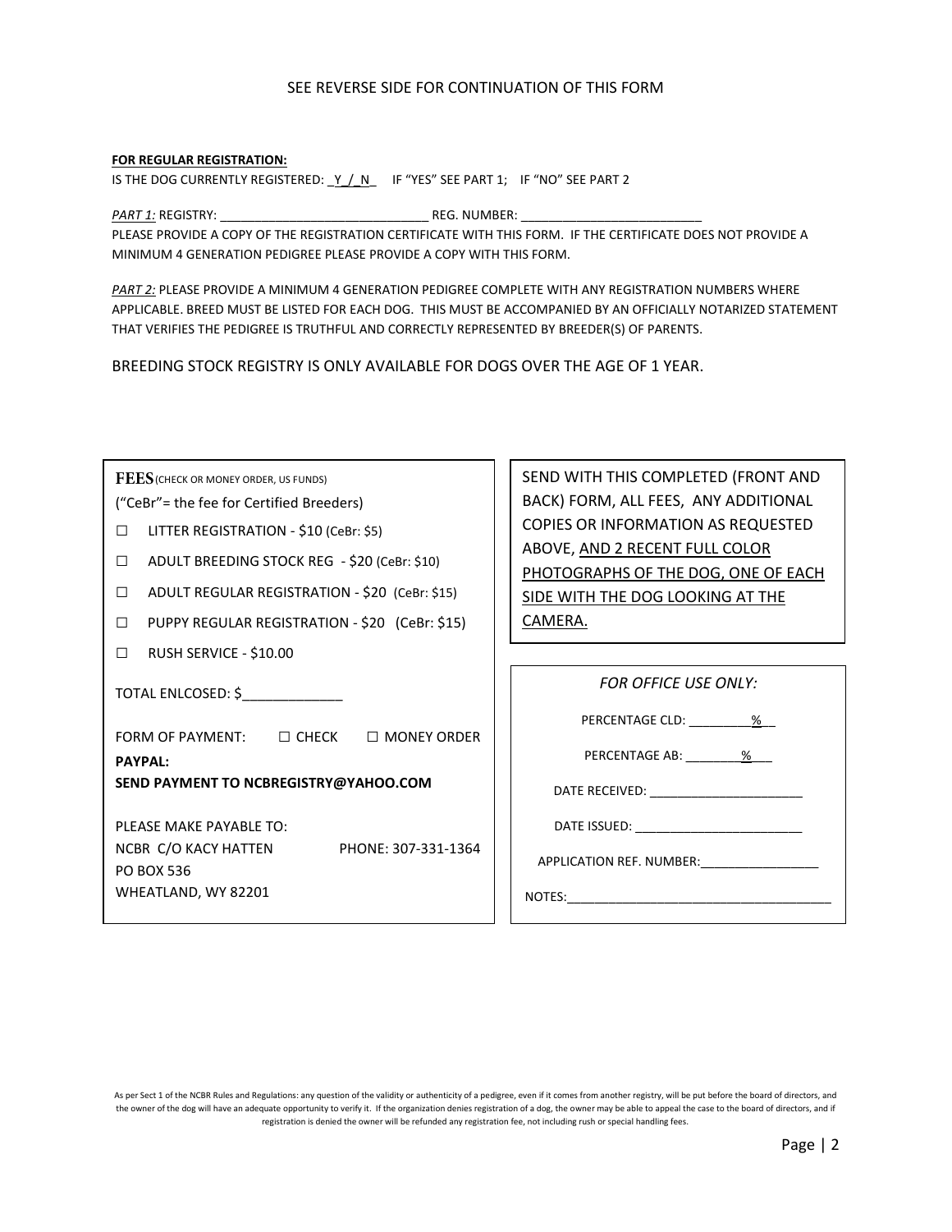SEE REVERSE SIDE FOR CONTINUATION OF THIS FORM

**FOR REGULAR REGISTRATION:**

IS THE DOG CURRENTLY REGISTERED: _Y_/_N_ IF "YES" SEE PART 1; IF "NO" SEE PART 2

*PART 1:* REGISTRY: ______________________________ REG. NUMBER: __________________________

PLEASE PROVIDE A COPY OF THE REGISTRATION CERTIFICATE WITH THIS FORM. IF THE CERTIFICATE DOES NOT PROVIDE A MINIMUM 4 GENERATION PEDIGREE PLEASE PROVIDE A COPY WITH THIS FORM.

*PART 2:* PLEASE PROVIDE A MINIMUM 4 GENERATION PEDIGREE COMPLETE WITH ANY REGISTRATION NUMBERS WHERE APPLICABLE. BREED MUST BE LISTED FOR EACH DOG. THIS MUST BE ACCOMPANIED BY AN OFFICIALLY NOTARIZED STATEMENT THAT VERIFIES THE PEDIGREE IS TRUTHFUL AND CORRECTLY REPRESENTED BY BREEDER(S) OF PARENTS.

BREEDING STOCK REGISTRY IS ONLY AVAILABLE FOR DOGS OVER THE AGE OF 1 YEAR.

**FEES** (CHECK OR MONEY ORDER, US FUNDS)

("CeBr"= the fee for Certified Breeders)

- ☐ LITTER REGISTRATION - $10 (CeBr: $5)
- ☐ ADULT BREEDING STOCK REG - $20 (CeBr: $10)
- ☐ ADULT REGULAR REGISTRATION - $20 (CeBr: $15)
- ☐ PUPPY REGULAR REGISTRATION - $20 (CeBr: $15)
- ☐ RUSH SERVICE - $10.00

TOTAL ENLCOSED: $_____________

FORM OF PAYMENT: ☐ CHECK ☐ MONEY ORDER

**PAYPAL:**

**SEND PAYMENT TO NCBREGISTRY@YAHOO.COM**

PLEASE MAKE PAYABLE TO:

NCBR C/O KACY HATTEN PHONE: 307-331-1364

PO BOX 536

WHEATLAND, WY 82201

SEND WITH THIS COMPLETED (FRONT AND BACK) FORM, ALL FEES, ANY ADDITIONAL COPIES OR INFORMATION AS REQUESTED ABOVE, <u>AND 2 RECENT FULL COLOR PHOTOGRAPHS OF THE DOG, ONE OF EACH SIDE WITH THE DOG LOOKING AT THE CAMERA.</u>

*FOR OFFICE USE ONLY:*

PERCENTAGE CLD: _________%__

PERCENTAGE AB: ________%___

DATE RECEIVED: ______________________

DATE ISSUED: ________________________

APPLICATION REF. NUMBER:________________

NOTES:____________________________________

As per Sect 1 of the NCBR Rules and Regulations: any question of the validity or authenticity of a pedigree, even if it comes from another registry, will be put before the board of directors, and the owner of the dog will have an adequate opportunity to verify it. If the organization denies registration of a dog, the owner may be able to appeal the case to the board of directors, and if registration is denied the owner will be refunded any registration fee, not including rush or special handling fees.